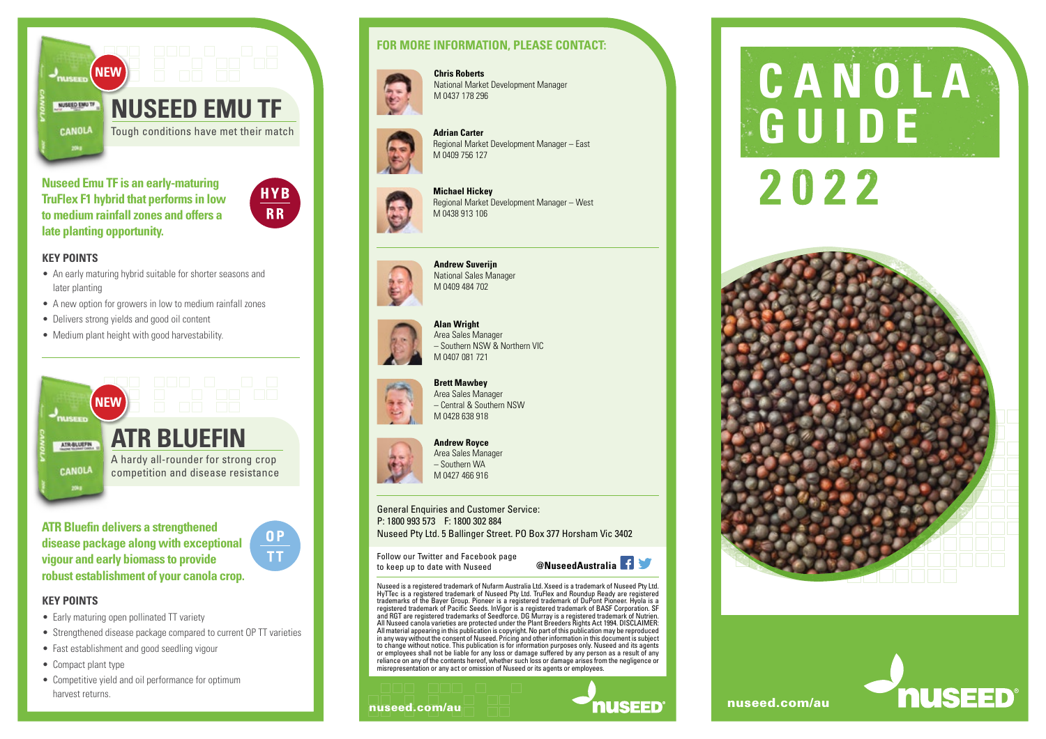## NEW

# NUSEED EMU TF

Tough conditions have met their match

**Nuseed Emu TF is an early-maturing TruFlex F1 hybrid that performs in low to medium rainfall zones and offers a late planting opportunity.**

HYB RR

### KEY POINTS

- An early maturing hybrid suitable for shorter seasons and later planting
- A new option for growers in low to medium rainfall zones
- Delivers strong yields and good oil content
- Medium plant height with good harvestability.

## NEW

# ATR BLUEFIN

A hardy all-rounder for strong crop competition and disease resistance

**ATR Bluefin delivers a strengthened disease package along with exceptional vigour and early biomass to provide robust establishment of your canola crop.**

OP TT

### KEY POINTS

- Early maturing open pollinated TT variety
- Strengthened disease package compared to current OP TT varieties
- Fast establishment and good seedling vigour
- Compact plant type
- Competitive yield and oil performance for optimum harvest returns.

## FOR MORE INFORMATION, PLEASE CONTACT:

**Chris Roberts**
National Market Development Manager
M 0437 178 296

**Adrian Carter**
Regional Market Development Manager – East
M 0409 756 127

**Michael Hickey**
Regional Market Development Manager – West
M 0438 913 106

**Andrew Suverijn**
National Sales Manager
M 0409 484 702

**Alan Wright**
Area Sales Manager
– Southern NSW & Northern VIC
M 0407 081 721

**Brett Mawbey**
Area Sales Manager
– Central & Southern NSW
M 0428 638 918

**Andrew Royce**
Area Sales Manager
– Southern WA
M 0427 466 916

General Enquiries and Customer Service:
P: 1800 993 573 F: 1800 302 884
Nuseed Pty Ltd. 5 Ballinger Street. PO Box 377 Horsham Vic 3402

Follow our Twitter and Facebook page to keep up to date with Nuseed **@NuseedAustralia**

Nuseed is a registered trademark of Nufarm Australia Ltd. Xseed is a trademark of Nuseed Pty Ltd. HyTTec is a registered trademark of Nuseed Pty Ltd. TruFlex and Roundup Ready are registered trademarks of the Bayer Group. Pioneer is a registered trademark of DuPont Pioneer. Hyola is a registered trademark of Pacific Seeds. InVigor is a registered trademark of BASF Corporation. SF and RGT are registered trademarks of Seedforce. DG Murray is a registered trademark of Nutrien. All Nuseed canola varieties are protected under the Plant Breeders Rights Act 1994. DISCLAIMER: All material appearing in this publication is copyright. No part of this publication may be reproduced in any way without the consent of Nuseed. Pricing and other information in this document is subject to change without notice. This publication is for information purposes only. Nuseed and its agents or employees shall not be liable for any loss or damage suffered by any person as a result of any reliance on any of the contents hereof, whether such loss or damage arises from the negligence or misrepresentation or any act or omission of Nuseed or its agents or employees.

nuseed.com/au

NUSEED

# CANOLA GUIDE 2022

nuseed.com/au

NUSEED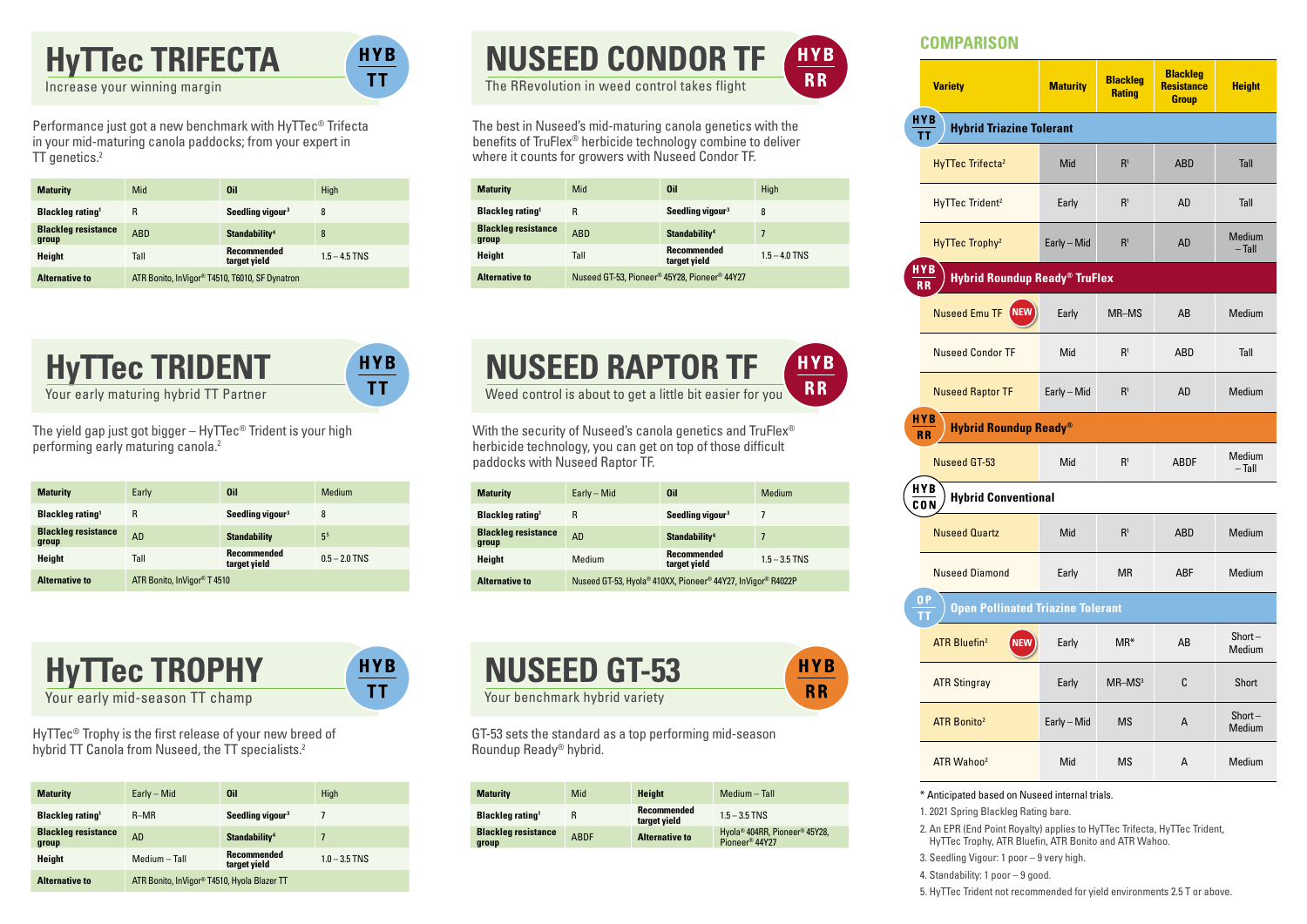## HyTTec TRIFECTA

HYB TT

Increase your winning margin

Performance just got a new benchmark with HyTTec® Trifecta in your mid-maturing canola paddocks; from your expert in TT genetics.[2]

| | | | |
|---|---|---|---|
| **Maturity** | Mid | **Oil** | High |
| **Blackleg rating**[1] | R | **Seedling vigour**[3] | 8 |
| **Blackleg resistance group** | ABD | **Standability**[4] | 8 |
| **Height** | Tall | **Recommended target yield** | 1.5 – 4.5 TNS |
| **Alternative to** | ATR Bonito, InVigor® T4510, T6010, SF Dynatron | | |

## HyTTec TRIDENT

HYB TT

Your early maturing hybrid TT Partner

The yield gap just got bigger – HyTTec® Trident is your high performing early maturing canola.[2]

| | | | |
|---|---|---|---|
| **Maturity** | Early | **Oil** | Medium |
| **Blackleg rating**[1] | R | **Seedling vigour**[3] | 8 |
| **Blackleg resistance group** | AD | **Standability** | 5[5] |
| **Height** | Tall | **Recommended target yield** | 0.5 – 2.0 TNS |
| **Alternative to** | ATR Bonito, InVigor® T 4510 | | |

## HyTTec TROPHY

HYB TT

Your early mid-season TT champ

HyTTec® Trophy is the first release of your new breed of hybrid TT Canola from Nuseed, the TT specialists.[2]

| | | | |
|---|---|---|---|
| **Maturity** | Early – Mid | **Oil** | High |
| **Blackleg rating**[1] | R–MR | **Seedling vigour**[3] | 7 |
| **Blackleg resistance group** | AD | **Standability**[4] | 7 |
| **Height** | Medium – Tall | **Recommended target yield** | 1.0 – 3.5 TNS |
| **Alternative to** | ATR Bonito, InVigor® T4510, Hyola Blazer TT | | |

## NUSEED CONDOR TF

HYB RR

The RRevolution in weed control takes flight

The best in Nuseed's mid-maturing canola genetics with the benefits of TruFlex® herbicide technology combine to deliver where it counts for growers with Nuseed Condor TF.

| | | | |
|---|---|---|---|
| **Maturity** | Mid | **Oil** | High |
| **Blackleg rating**[1] | R | **Seedling vigour**[3] | 8 |
| **Blackleg resistance group** | ABD | **Standability**[4] | 7 |
| **Height** | Tall | **Recommended target yield** | 1.5 – 4.0 TNS |
| **Alternative to** | Nuseed GT-53, Pioneer® 45Y28, Pioneer® 44Y27 | | |

## NUSEED RAPTOR TF

HYB RR

Weed control is about to get a little bit easier for you

With the security of Nuseed's canola genetics and TruFlex® herbicide technology, you can get on top of those difficult paddocks with Nuseed Raptor TF.

| | | | |
|---|---|---|---|
| **Maturity** | Early – Mid | **Oil** | Medium |
| **Blackleg rating**[1] | R | **Seedling vigour**[3] | 7 |
| **Blackleg resistance group** | AD | **Standability**[4] | 7 |
| **Height** | Medium | **Recommended target yield** | 1.5 – 3.5 TNS |
| **Alternative to** | Nuseed GT-53, Hyola® 410XX, Pioneer® 44Y27, InVigor® R4022P | | |

## NUSEED GT-53

HYB RR

Your benchmark hybrid variety

GT-53 sets the standard as a top performing mid-season Roundup Ready® hybrid.

| | | | |
|---|---|---|---|
| **Maturity** | Mid | **Height** | Medium – Tall |
| **Blackleg rating**[1] | R | **Recommended target yield** | 1.5 – 3.5 TNS |
| **Blackleg resistance group** | ABDF | **Alternative to** | Hyola® 404RR, Pioneer® 45Y28, Pioneer® 44Y27 |

## COMPARISON

| Variety | Maturity | Blackleg Rating | Blackleg Resistance Group | Height |
|---|---|---|---|---|
| **HYB TT – Hybrid Triazine Tolerant** | | | | |
| HyTTec Trifecta[2] | Mid | R[1] | ABD | Tall |
| HyTTec Trident[2] | Early | R[1] | AD | Tall |
| HyTTec Trophy[2] | Early – Mid | R[1] | AD | Medium – Tall |
| **HYB RR – Hybrid Roundup Ready® TruFlex** | | | | |
| Nuseed Emu TF (NEW) | Early | MR–MS | AB | Medium |
| Nuseed Condor TF | Mid | R[1] | ABD | Tall |
| Nuseed Raptor TF | Early – Mid | R[1] | AD | Medium |
| **HYB RR – Hybrid Roundup Ready®** | | | | |
| Nuseed GT-53 | Mid | R[1] | ABDF | Medium – Tall |
| **HYB CON – Hybrid Conventional** | | | | |
| Nuseed Quartz | Mid | R[1] | ABD | Medium |
| Nuseed Diamond | Early | MR | ABF | Medium |
| **OP TT – Open Pollinated Triazine Tolerant** | | | | |
| ATR Bluefin[2] (NEW) | Early | MR* | AB | Short – Medium |
| ATR Stingray | Early | MR–MS[1] | C | Short |
| ATR Bonito[2] | Early – Mid | MS | A | Short – Medium |
| ATR Wahoo[2] | Mid | MS | A | Medium |

\* Anticipated based on Nuseed internal trials.

1. 2021 Spring Blackleg Rating bare.
2. An EPR (End Point Royalty) applies to HyTTec Trifecta, HyTTec Trident, HyTTec Trophy, ATR Bluefin, ATR Bonito and ATR Wahoo.
3. Seedling Vigour: 1 poor – 9 very high.
4. Standability: 1 poor – 9 good.
5. HyTTec Trident not recommended for yield environments 2.5 T or above.